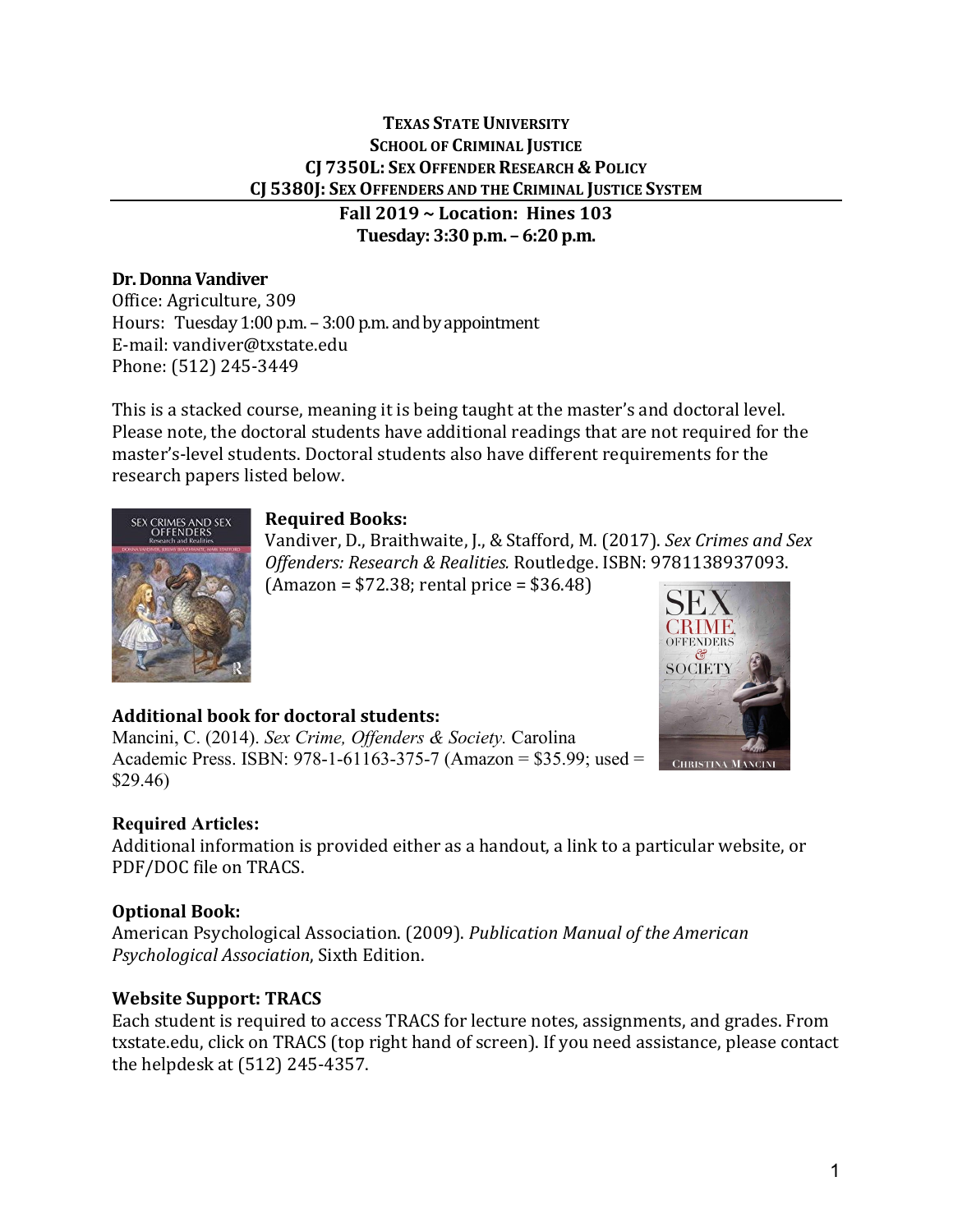**TEXAS STATE UNIVERSITY**
**SCHOOL OF CRIMINAL JUSTICE**
**CJ 7350L: SEX OFFENDER RESEARCH & POLICY**
**CJ 5380J: SEX OFFENDERS AND THE CRIMINAL JUSTICE SYSTEM**

**Fall 2019 ~ Location: Hines 103**
**Tuesday: 3:30 p.m. – 6:20 p.m.**

**Dr. Donna Vandiver**
Office: Agriculture, 309
Hours: Tuesday 1:00 p.m. – 3:00 p.m. and by appointment
E-mail: vandiver@txstate.edu
Phone: (512) 245-3449

This is a stacked course, meaning it is being taught at the master's and doctoral level. Please note, the doctoral students have additional readings that are not required for the master's-level students. Doctoral students also have different requirements for the research papers listed below.

**Required Books:**
Vandiver, D., Braithwaite, J., & Stafford, M. (2017). *Sex Crimes and Sex Offenders: Research & Realities.* Routledge. ISBN: 9781138937093. (Amazon = $72.38; rental price = $36.48)

**Additional book for doctoral students:**
Mancini, C. (2014). *Sex Crime, Offenders & Society.* Carolina Academic Press. ISBN: 978-1-61163-375-7 (Amazon = $35.99; used = $29.46)

**Required Articles:**
Additional information is provided either as a handout, a link to a particular website, or PDF/DOC file on TRACS.

**Optional Book:**
American Psychological Association. (2009). *Publication Manual of the American Psychological Association*, Sixth Edition.

**Website Support: TRACS**
Each student is required to access TRACS for lecture notes, assignments, and grades. From txstate.edu, click on TRACS (top right hand of screen). If you need assistance, please contact the helpdesk at (512) 245-4357.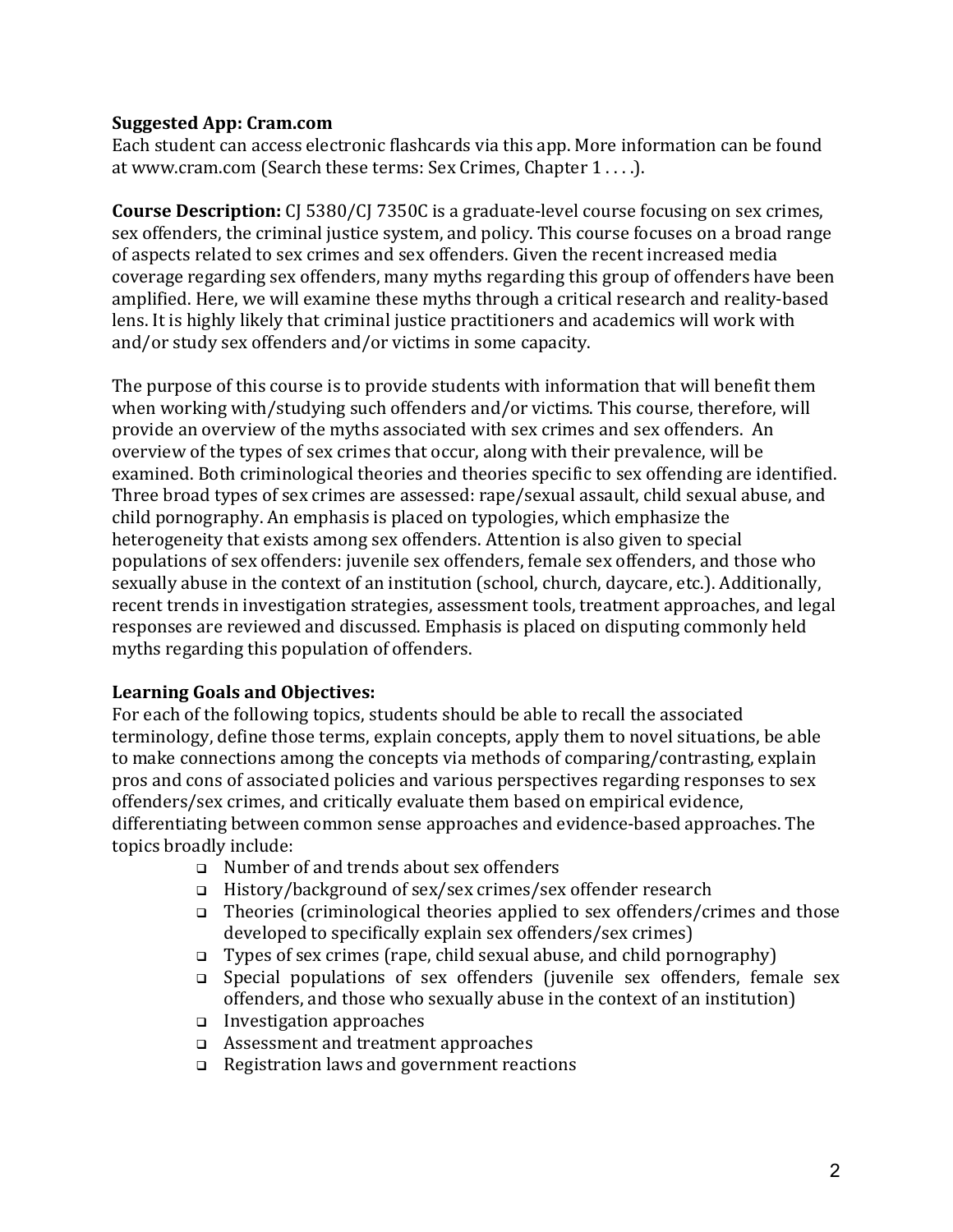**Suggested App: Cram.com**
Each student can access electronic flashcards via this app. More information can be found at www.cram.com (Search these terms: Sex Crimes, Chapter 1 . . . .).

**Course Description:** CJ 5380/CJ 7350C is a graduate-level course focusing on sex crimes, sex offenders, the criminal justice system, and policy. This course focuses on a broad range of aspects related to sex crimes and sex offenders. Given the recent increased media coverage regarding sex offenders, many myths regarding this group of offenders have been amplified. Here, we will examine these myths through a critical research and reality-based lens. It is highly likely that criminal justice practitioners and academics will work with and/or study sex offenders and/or victims in some capacity.

The purpose of this course is to provide students with information that will benefit them when working with/studying such offenders and/or victims. This course, therefore, will provide an overview of the myths associated with sex crimes and sex offenders. An overview of the types of sex crimes that occur, along with their prevalence, will be examined. Both criminological theories and theories specific to sex offending are identified. Three broad types of sex crimes are assessed: rape/sexual assault, child sexual abuse, and child pornography. An emphasis is placed on typologies, which emphasize the heterogeneity that exists among sex offenders. Attention is also given to special populations of sex offenders: juvenile sex offenders, female sex offenders, and those who sexually abuse in the context of an institution (school, church, daycare, etc.). Additionally, recent trends in investigation strategies, assessment tools, treatment approaches, and legal responses are reviewed and discussed. Emphasis is placed on disputing commonly held myths regarding this population of offenders.

**Learning Goals and Objectives:**
For each of the following topics, students should be able to recall the associated terminology, define those terms, explain concepts, apply them to novel situations, be able to make connections among the concepts via methods of comparing/contrasting, explain pros and cons of associated policies and various perspectives regarding responses to sex offenders/sex crimes, and critically evaluate them based on empirical evidence, differentiating between common sense approaches and evidence-based approaches. The topics broadly include:

- Number of and trends about sex offenders
- History/background of sex/sex crimes/sex offender research
- Theories (criminological theories applied to sex offenders/crimes and those developed to specifically explain sex offenders/sex crimes)
- Types of sex crimes (rape, child sexual abuse, and child pornography)
- Special populations of sex offenders (juvenile sex offenders, female sex offenders, and those who sexually abuse in the context of an institution)
- Investigation approaches
- Assessment and treatment approaches
- Registration laws and government reactions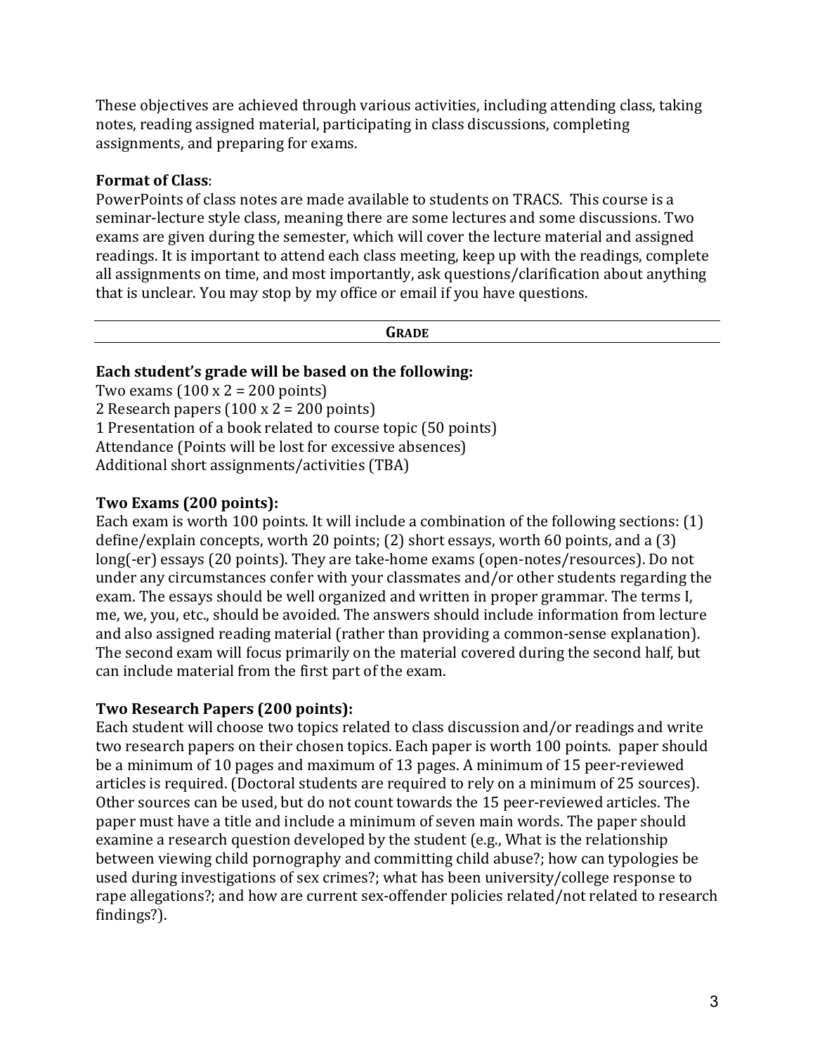These objectives are achieved through various activities, including attending class, taking notes, reading assigned material, participating in class discussions, completing assignments, and preparing for exams.

**Format of Class**:
PowerPoints of class notes are made available to students on TRACS. This course is a seminar-lecture style class, meaning there are some lectures and some discussions. Two exams are given during the semester, which will cover the lecture material and assigned readings. It is important to attend each class meeting, keep up with the readings, complete all assignments on time, and most importantly, ask questions/clarification about anything that is unclear. You may stop by my office or email if you have questions.

## GRADE

**Each student's grade will be based on the following:**
Two exams (100 x 2 = 200 points)
2 Research papers (100 x 2 = 200 points)
1 Presentation of a book related to course topic (50 points)
Attendance (Points will be lost for excessive absences)
Additional short assignments/activities (TBA)

**Two Exams (200 points):**
Each exam is worth 100 points. It will include a combination of the following sections: (1) define/explain concepts, worth 20 points; (2) short essays, worth 60 points, and a (3) long(-er) essays (20 points). They are take-home exams (open-notes/resources). Do not under any circumstances confer with your classmates and/or other students regarding the exam. The essays should be well organized and written in proper grammar. The terms I, me, we, you, etc., should be avoided. The answers should include information from lecture and also assigned reading material (rather than providing a common-sense explanation). The second exam will focus primarily on the material covered during the second half, but can include material from the first part of the exam.

**Two Research Papers (200 points):**
Each student will choose two topics related to class discussion and/or readings and write two research papers on their chosen topics. Each paper is worth 100 points. paper should be a minimum of 10 pages and maximum of 13 pages. A minimum of 15 peer-reviewed articles is required. (Doctoral students are required to rely on a minimum of 25 sources). Other sources can be used, but do not count towards the 15 peer-reviewed articles. The paper must have a title and include a minimum of seven main words. The paper should examine a research question developed by the student (e.g., What is the relationship between viewing child pornography and committing child abuse?; how can typologies be used during investigations of sex crimes?; what has been university/college response to rape allegations?; and how are current sex-offender policies related/not related to research findings?).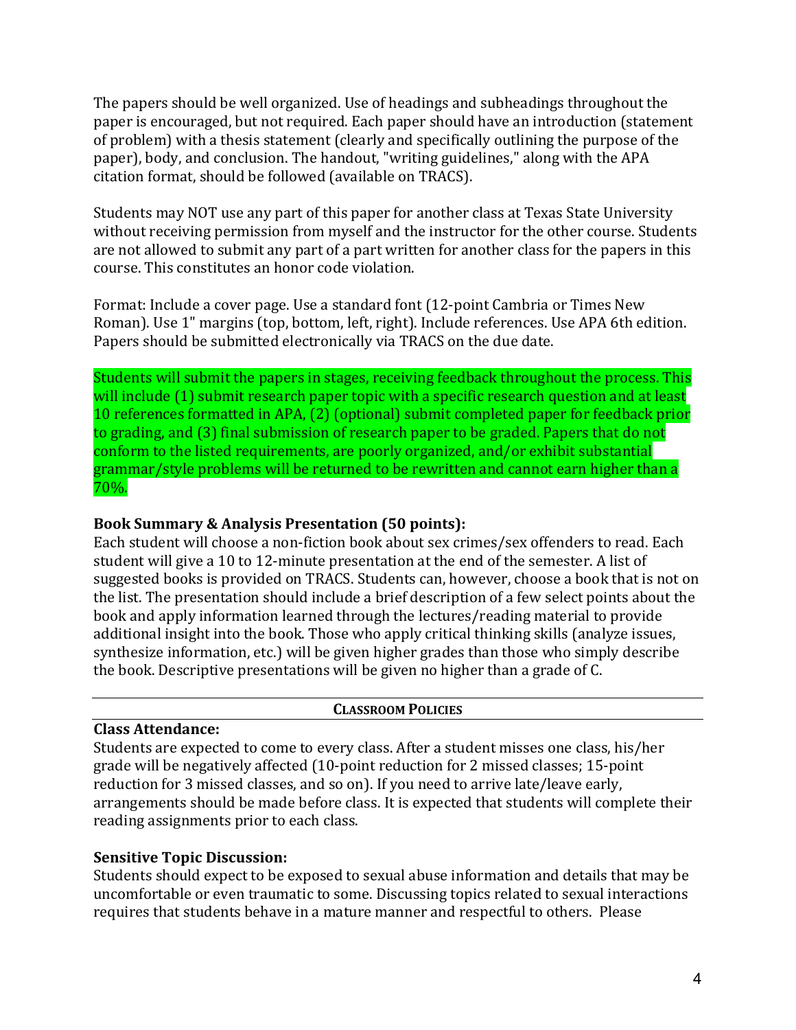The papers should be well organized. Use of headings and subheadings throughout the paper is encouraged, but not required. Each paper should have an introduction (statement of problem) with a thesis statement (clearly and specifically outlining the purpose of the paper), body, and conclusion. The handout, "writing guidelines," along with the APA citation format, should be followed (available on TRACS).

Students may NOT use any part of this paper for another class at Texas State University without receiving permission from myself and the instructor for the other course. Students are not allowed to submit any part of a part written for another class for the papers in this course. This constitutes an honor code violation.

Format: Include a cover page. Use a standard font (12-point Cambria or Times New Roman). Use 1" margins (top, bottom, left, right). Include references. Use APA 6th edition. Papers should be submitted electronically via TRACS on the due date.

Students will submit the papers in stages, receiving feedback throughout the process. This will include (1) submit research paper topic with a specific research question and at least 10 references formatted in APA, (2) (optional) submit completed paper for feedback prior to grading, and (3) final submission of research paper to be graded. Papers that do not conform to the listed requirements, are poorly organized, and/or exhibit substantial grammar/style problems will be returned to be rewritten and cannot earn higher than a 70%.

**Book Summary & Analysis Presentation (50 points):**
Each student will choose a non-fiction book about sex crimes/sex offenders to read. Each student will give a 10 to 12-minute presentation at the end of the semester. A list of suggested books is provided on TRACS. Students can, however, choose a book that is not on the list. The presentation should include a brief description of a few select points about the book and apply information learned through the lectures/reading material to provide additional insight into the book. Those who apply critical thinking skills (analyze issues, synthesize information, etc.) will be given higher grades than those who simply describe the book. Descriptive presentations will be given no higher than a grade of C.

## CLASSROOM POLICIES

**Class Attendance:**
Students are expected to come to every class. After a student misses one class, his/her grade will be negatively affected (10-point reduction for 2 missed classes; 15-point reduction for 3 missed classes, and so on). If you need to arrive late/leave early, arrangements should be made before class. It is expected that students will complete their reading assignments prior to each class.

**Sensitive Topic Discussion:**
Students should expect to be exposed to sexual abuse information and details that may be uncomfortable or even traumatic to some. Discussing topics related to sexual interactions requires that students behave in a mature manner and respectful to others. Please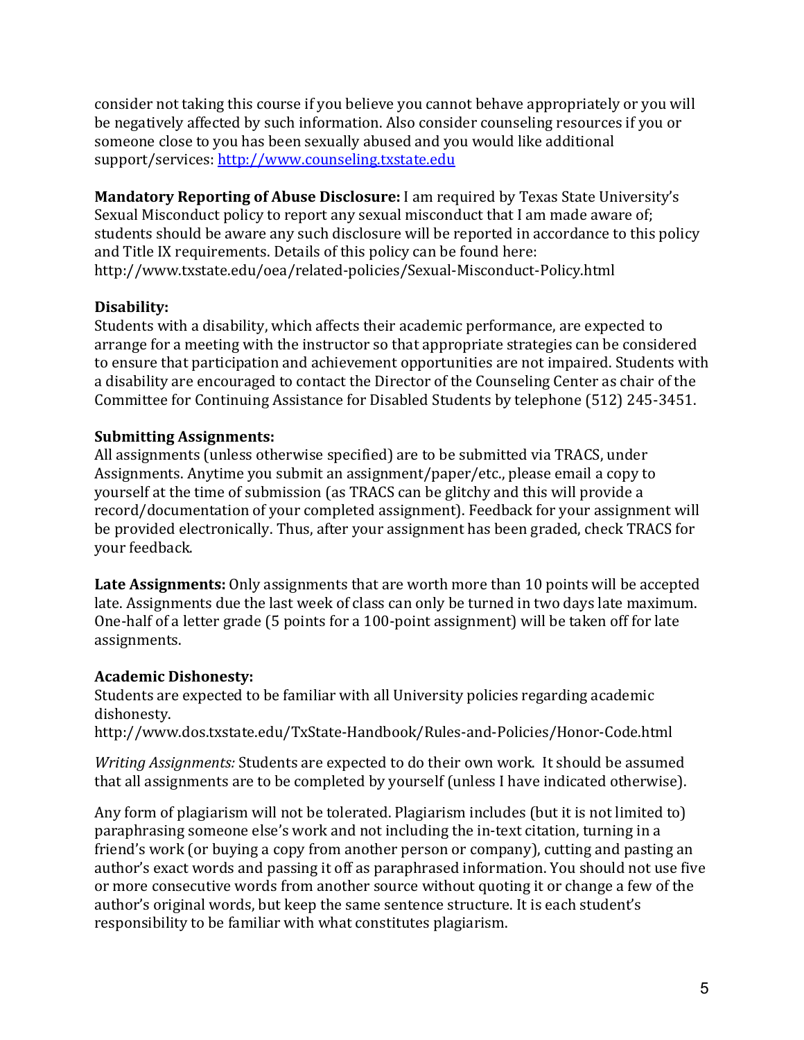consider not taking this course if you believe you cannot behave appropriately or you will be negatively affected by such information. Also consider counseling resources if you or someone close to you has been sexually abused and you would like additional support/services: [http://www.counseling.txstate.edu](http://www.counseling.txstate.edu)

**Mandatory Reporting of Abuse Disclosure:** I am required by Texas State University's Sexual Misconduct policy to report any sexual misconduct that I am made aware of; students should be aware any such disclosure will be reported in accordance to this policy and Title IX requirements. Details of this policy can be found here: http://www.txstate.edu/oea/related-policies/Sexual-Misconduct-Policy.html

**Disability:**
Students with a disability, which affects their academic performance, are expected to arrange for a meeting with the instructor so that appropriate strategies can be considered to ensure that participation and achievement opportunities are not impaired. Students with a disability are encouraged to contact the Director of the Counseling Center as chair of the Committee for Continuing Assistance for Disabled Students by telephone (512) 245-3451.

**Submitting Assignments:**
All assignments (unless otherwise specified) are to be submitted via TRACS, under Assignments. Anytime you submit an assignment/paper/etc., please email a copy to yourself at the time of submission (as TRACS can be glitchy and this will provide a record/documentation of your completed assignment). Feedback for your assignment will be provided electronically. Thus, after your assignment has been graded, check TRACS for your feedback.

**Late Assignments:** Only assignments that are worth more than 10 points will be accepted late. Assignments due the last week of class can only be turned in two days late maximum. One-half of a letter grade (5 points for a 100-point assignment) will be taken off for late assignments.

**Academic Dishonesty:**
Students are expected to be familiar with all University policies regarding academic dishonesty.
http://www.dos.txstate.edu/TxState-Handbook/Rules-and-Policies/Honor-Code.html

*Writing Assignments:* Students are expected to do their own work. It should be assumed that all assignments are to be completed by yourself (unless I have indicated otherwise).

Any form of plagiarism will not be tolerated. Plagiarism includes (but it is not limited to) paraphrasing someone else's work and not including the in-text citation, turning in a friend's work (or buying a copy from another person or company), cutting and pasting an author's exact words and passing it off as paraphrased information. You should not use five or more consecutive words from another source without quoting it or change a few of the author's original words, but keep the same sentence structure. It is each student's responsibility to be familiar with what constitutes plagiarism.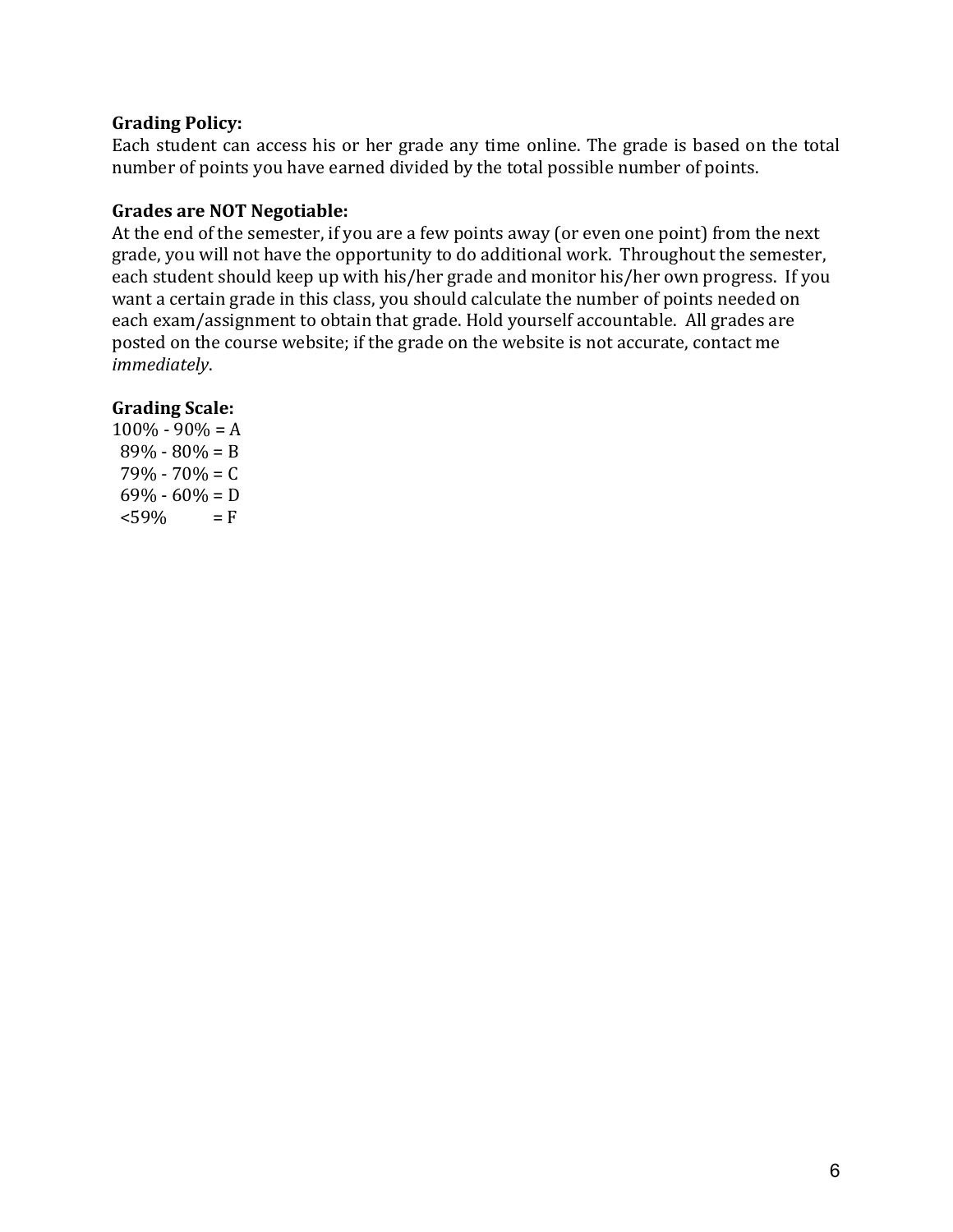**Grading Policy:**
Each student can access his or her grade any time online. The grade is based on the total number of points you have earned divided by the total possible number of points.

**Grades are NOT Negotiable:**
At the end of the semester, if you are a few points away (or even one point) from the next grade, you will not have the opportunity to do additional work. Throughout the semester, each student should keep up with his/her grade and monitor his/her own progress. If you want a certain grade in this class, you should calculate the number of points needed on each exam/assignment to obtain that grade. Hold yourself accountable. All grades are posted on the course website; if the grade on the website is not accurate, contact me *immediately*.

**Grading Scale:**
100% - 90% = A
89% - 80% = B
79% - 70% = C
69% - 60% = D
<59% = F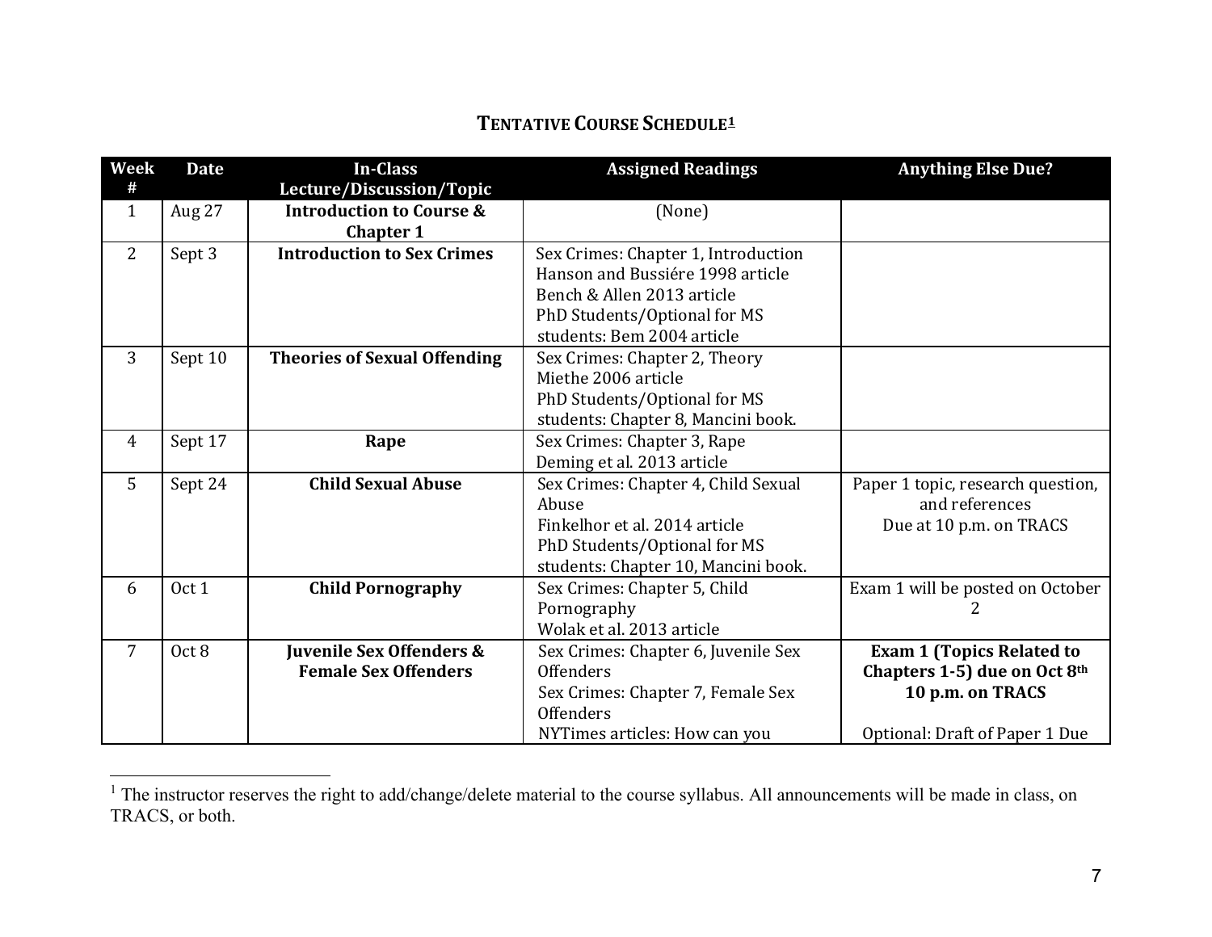## TENTATIVE COURSE SCHEDULE[1]

| Week # | Date | In-Class Lecture/Discussion/Topic | Assigned Readings | Anything Else Due? |
|---|---|---|---|---|
| 1 | Aug 27 | **Introduction to Course & Chapter 1** | (None) | |
| 2 | Sept 3 | **Introduction to Sex Crimes** | Sex Crimes: Chapter 1, Introduction<br>Hanson and Bussiére 1998 article<br>Bench & Allen 2013 article<br>PhD Students/Optional for MS students: Bem 2004 article | |
| 3 | Sept 10 | **Theories of Sexual Offending** | Sex Crimes: Chapter 2, Theory<br>Miethe 2006 article<br>PhD Students/Optional for MS students: Chapter 8, Mancini book. | |
| 4 | Sept 17 | **Rape** | Sex Crimes: Chapter 3, Rape<br>Deming et al. 2013 article | |
| 5 | Sept 24 | **Child Sexual Abuse** | Sex Crimes: Chapter 4, Child Sexual Abuse<br>Finkelhor et al. 2014 article<br>PhD Students/Optional for MS students: Chapter 10, Mancini book. | Paper 1 topic, research question, and references<br>Due at 10 p.m. on TRACS |
| 6 | Oct 1 | **Child Pornography** | Sex Crimes: Chapter 5, Child Pornography<br>Wolak et al. 2013 article | Exam 1 will be posted on October 2 |
| 7 | Oct 8 | **Juvenile Sex Offenders & Female Sex Offenders** | Sex Crimes: Chapter 6, Juvenile Sex Offenders<br>Sex Crimes: Chapter 7, Female Sex Offenders<br>NYTimes articles: How can you | **Exam 1 (Topics Related to Chapters 1-5) due on Oct 8th 10 p.m. on TRACS**<br><br>Optional: Draft of Paper 1 Due |

[1] The instructor reserves the right to add/change/delete material to the course syllabus. All announcements will be made in class, on TRACS, or both.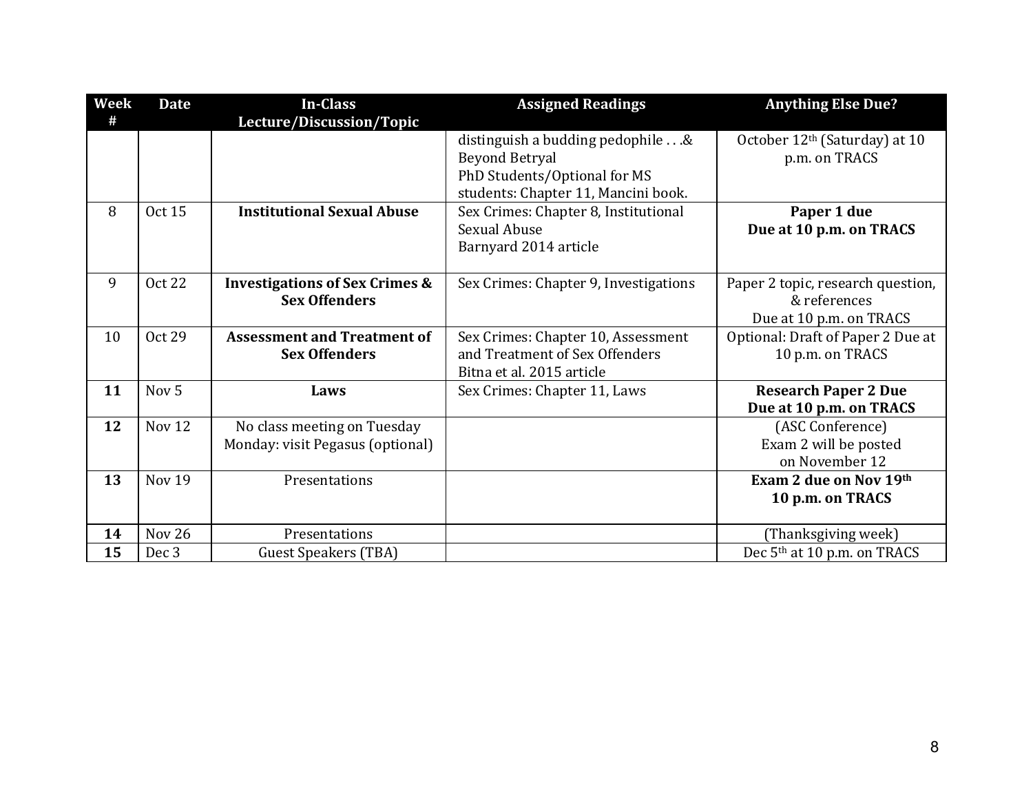| Week # | Date | In-Class Lecture/Discussion/Topic | Assigned Readings | Anything Else Due? |
|---|---|---|---|---|
| | | | distinguish a budding pedophile . . .& Beyond Betryal<br>PhD Students/Optional for MS students: Chapter 11, Mancini book. | October 12th (Saturday) at 10 p.m. on TRACS |
| 8 | Oct 15 | **Institutional Sexual Abuse** | Sex Crimes: Chapter 8, Institutional Sexual Abuse<br>Barnyard 2014 article | **Paper 1 due**<br>**Due at 10 p.m. on TRACS** |
| 9 | Oct 22 | **Investigations of Sex Crimes & Sex Offenders** | Sex Crimes: Chapter 9, Investigations | Paper 2 topic, research question, & references<br>Due at 10 p.m. on TRACS |
| 10 | Oct 29 | **Assessment and Treatment of Sex Offenders** | Sex Crimes: Chapter 10, Assessment and Treatment of Sex Offenders<br>Bitna et al. 2015 article | Optional: Draft of Paper 2 Due at 10 p.m. on TRACS |
| **11** | Nov 5 | **Laws** | Sex Crimes: Chapter 11, Laws | **Research Paper 2 Due**<br>**Due at 10 p.m. on TRACS** |
| **12** | Nov 12 | No class meeting on Tuesday<br>Monday: visit Pegasus (optional) | | (ASC Conference)<br>Exam 2 will be posted on November 12 |
| **13** | Nov 19 | Presentations | | **Exam 2 due on Nov 19th**<br>**10 p.m. on TRACS** |
| **14** | Nov 26 | Presentations | | (Thanksgiving week) |
| **15** | Dec 3 | Guest Speakers (TBA) | | Dec 5th at 10 p.m. on TRACS |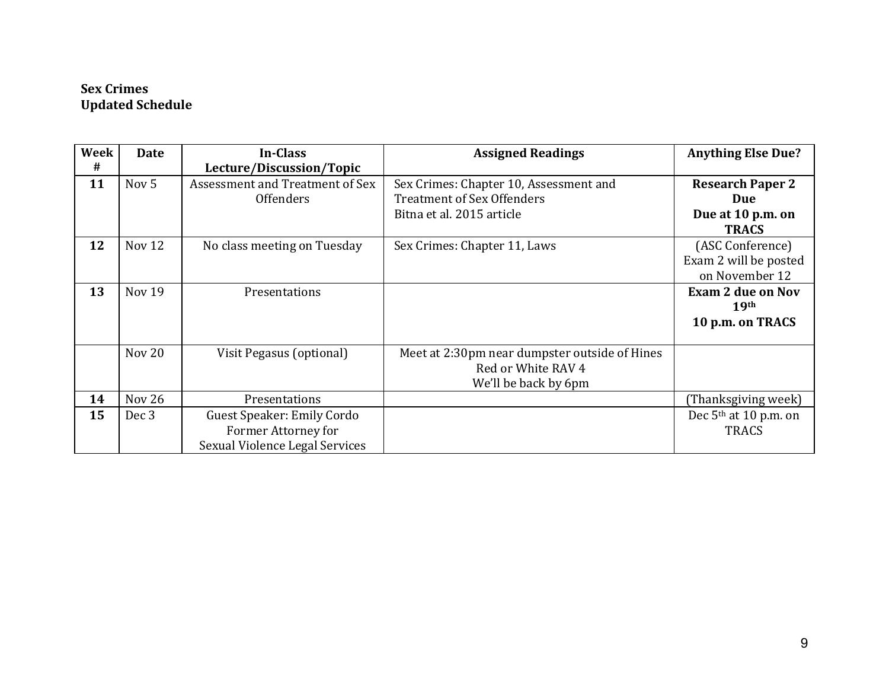**Sex Crimes**
**Updated Schedule**

| Week # | Date | In-Class Lecture/Discussion/Topic | Assigned Readings | Anything Else Due? |
|---|---|---|---|---|
| **11** | Nov 5 | Assessment and Treatment of Sex Offenders | Sex Crimes: Chapter 10, Assessment and Treatment of Sex Offenders<br>Bitna et al. 2015 article | **Research Paper 2 Due**<br>**Due at 10 p.m. on TRACS** |
| **12** | Nov 12 | No class meeting on Tuesday | Sex Crimes: Chapter 11, Laws | (ASC Conference)<br>Exam 2 will be posted on November 12 |
| **13** | Nov 19 | Presentations | | **Exam 2 due on Nov 19th**<br>**10 p.m. on TRACS** |
| | Nov 20 | Visit Pegasus (optional) | Meet at 2:30pm near dumpster outside of Hines<br>Red or White RAV 4<br>We'll be back by 6pm | |
| **14** | Nov 26 | Presentations | | (Thanksgiving week) |
| **15** | Dec 3 | Guest Speaker: Emily Cordo<br>Former Attorney for<br>Sexual Violence Legal Services | | Dec 5th at 10 p.m. on TRACS |